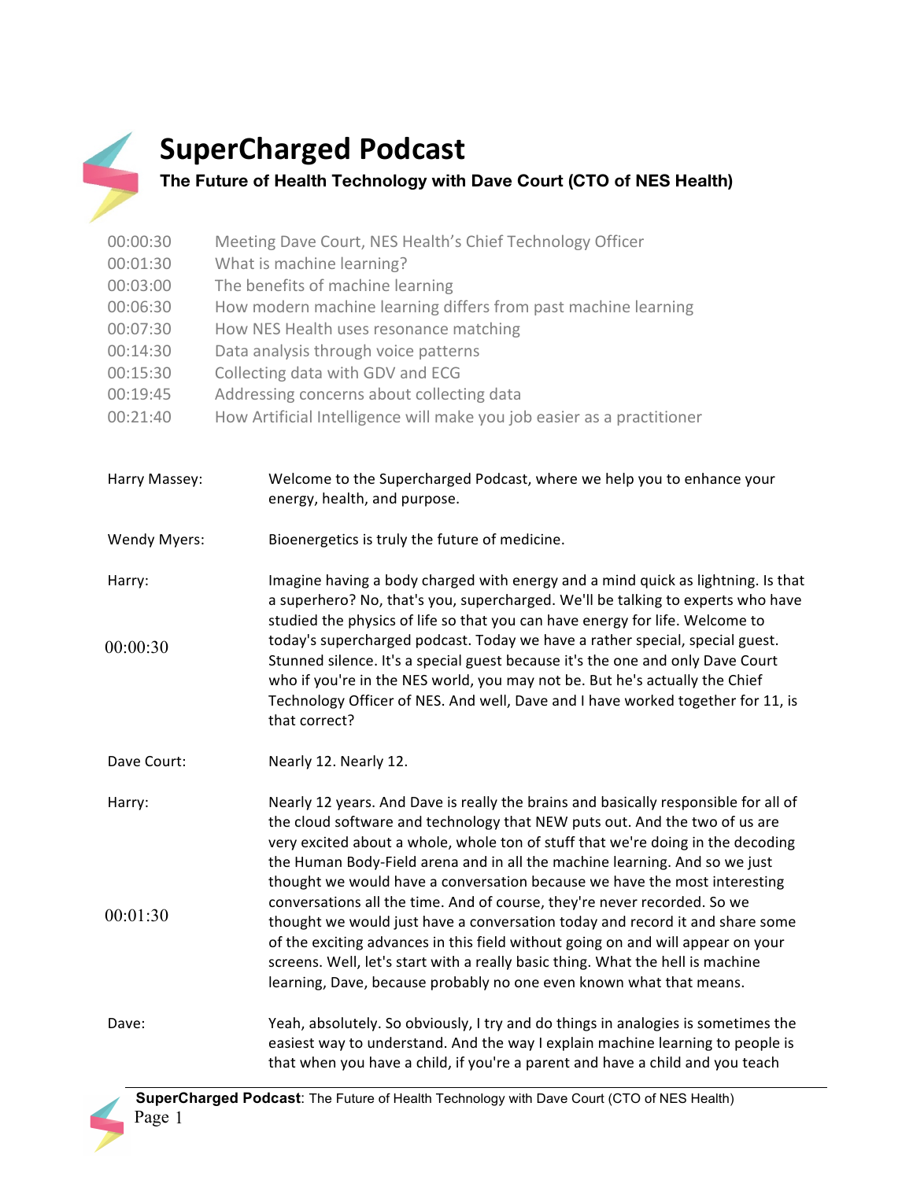# SuperCharged Podcast

## The Future of Health Technology with Dave Court (CTO of NES Health)

| | |
|---|---|
| 00:00:30 | Meeting Dave Court, NES Health's Chief Technology Officer |
| 00:01:30 | What is machine learning? |
| 00:03:00 | The benefits of machine learning |
| 00:06:30 | How modern machine learning differs from past machine learning |
| 00:07:30 | How NES Health uses resonance matching |
| 00:14:30 | Data analysis through voice patterns |
| 00:15:30 | Collecting data with GDV and ECG |
| 00:19:45 | Addressing concerns about collecting data |
| 00:21:40 | How Artificial Intelligence will make you job easier as a practitioner |

**Harry Massey:** Welcome to the Supercharged Podcast, where we help you to enhance your energy, health, and purpose.

**Wendy Myers:** Bioenergetics is truly the future of medicine.

**Harry:** Imagine having a body charged with energy and a mind quick as lightning. Is that a superhero? No, that's you, supercharged. We'll be talking to experts who have studied the physics of life so that you can have energy for life. Welcome to today's supercharged podcast. Today we have a rather special, special guest. Stunned silence. It's a special guest because it's the one and only Dave Court who if you're in the NES world, you may not be. But he's actually the Chief Technology Officer of NES. And well, Dave and I have worked together for 11, is that correct?

00:00:30

**Dave Court:** Nearly 12. Nearly 12.

**Harry:** Nearly 12 years. And Dave is really the brains and basically responsible for all of the cloud software and technology that NEW puts out. And the two of us are very excited about a whole, whole ton of stuff that we're doing in the decoding the Human Body-Field arena and in all the machine learning. And so we just thought we would have a conversation because we have the most interesting conversations all the time. And of course, they're never recorded. So we thought we would just have a conversation today and record it and share some of the exciting advances in this field without going on and will appear on your screens. Well, let's start with a really basic thing. What the hell is machine learning, Dave, because probably no one even known what that means.

00:01:30

**Dave:** Yeah, absolutely. So obviously, I try and do things in analogies is sometimes the easiest way to understand. And the way I explain machine learning to people is that when you have a child, if you're a parent and have a child and you teach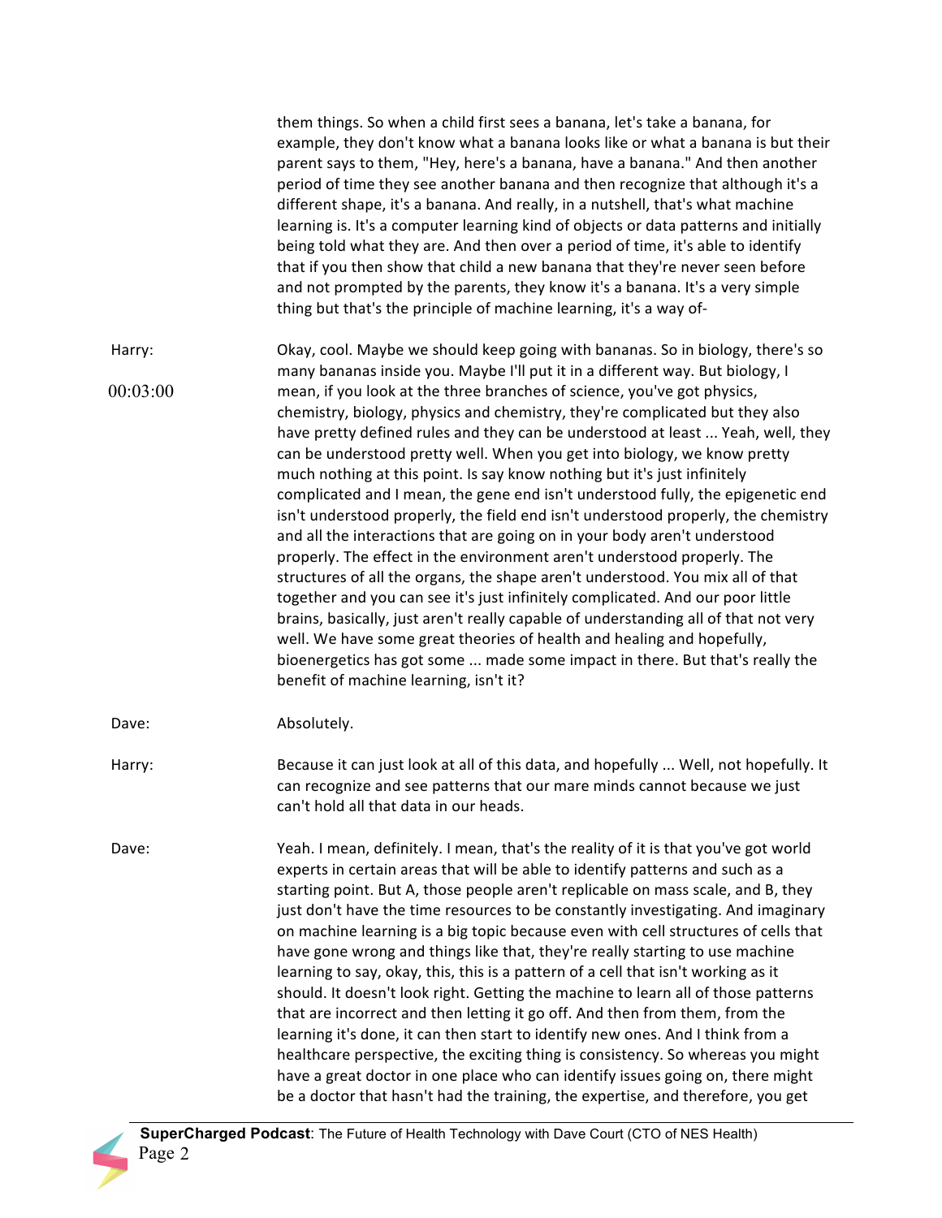them things. So when a child first sees a banana, let's take a banana, for example, they don't know what a banana looks like or what a banana is but their parent says to them, "Hey, here's a banana, have a banana." And then another period of time they see another banana and then recognize that although it's a different shape, it's a banana. And really, in a nutshell, that's what machine learning is. It's a computer learning kind of objects or data patterns and initially being told what they are. And then over a period of time, it's able to identify that if you then show that child a new banana that they're never seen before and not prompted by the parents, they know it's a banana. It's a very simple thing but that's the principle of machine learning, it's a way of-

Harry: Okay, cool. Maybe we should keep going with bananas. So in biology, there's so many bananas inside you. Maybe I'll put it in a different way. But biology, I mean, if you look at the three branches of science, you've got physics, chemistry, biology, physics and chemistry, they're complicated but they also have pretty defined rules and they can be understood at least ... Yeah, well, they can be understood pretty well. When you get into biology, we know pretty much nothing at this point. Is say know nothing but it's just infinitely complicated and I mean, the gene end isn't understood fully, the epigenetic end isn't understood properly, the field end isn't understood properly, the chemistry and all the interactions that are going on in your body aren't understood properly. The effect in the environment aren't understood properly. The structures of all the organs, the shape aren't understood. You mix all of that together and you can see it's just infinitely complicated. And our poor little brains, basically, just aren't really capable of understanding all of that not very well. We have some great theories of health and healing and hopefully, bioenergetics has got some ... made some impact in there. But that's really the benefit of machine learning, isn't it?

00:03:00

Dave: Absolutely.

Harry: Because it can just look at all of this data, and hopefully ... Well, not hopefully. It can recognize and see patterns that our mare minds cannot because we just can't hold all that data in our heads.

Dave: Yeah. I mean, definitely. I mean, that's the reality of it is that you've got world experts in certain areas that will be able to identify patterns and such as a starting point. But A, those people aren't replicable on mass scale, and B, they just don't have the time resources to be constantly investigating. And imaginary on machine learning is a big topic because even with cell structures of cells that have gone wrong and things like that, they're really starting to use machine learning to say, okay, this, this is a pattern of a cell that isn't working as it should. It doesn't look right. Getting the machine to learn all of those patterns that are incorrect and then letting it go off. And then from them, from the learning it's done, it can then start to identify new ones. And I think from a healthcare perspective, the exciting thing is consistency. So whereas you might have a great doctor in one place who can identify issues going on, there might be a doctor that hasn't had the training, the expertise, and therefore, you get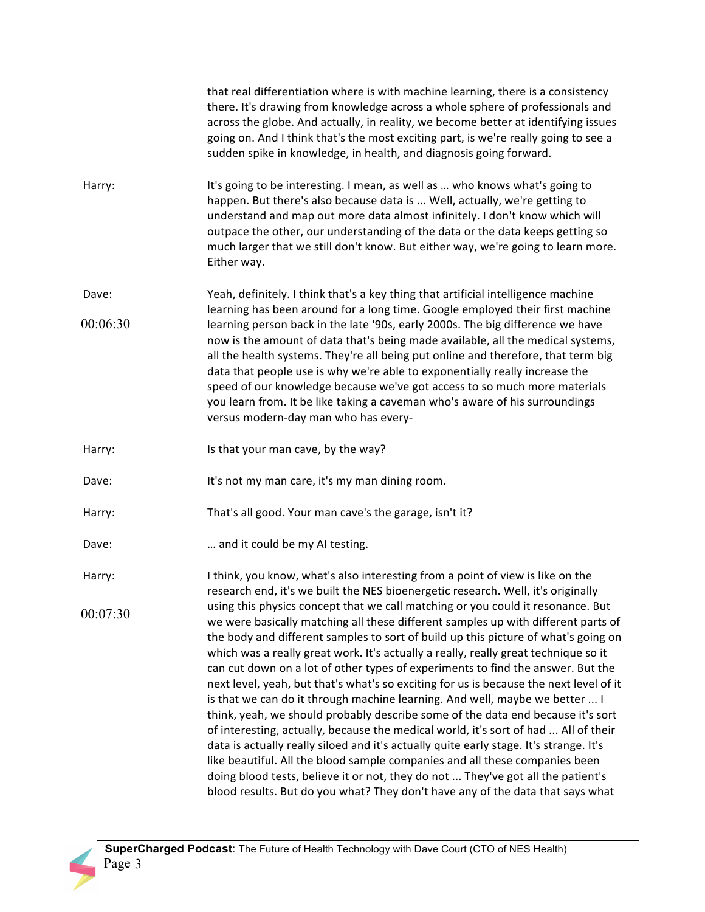that real differentiation where is with machine learning, there is a consistency there. It's drawing from knowledge across a whole sphere of professionals and across the globe. And actually, in reality, we become better at identifying issues going on. And I think that's the most exciting part, is we're really going to see a sudden spike in knowledge, in health, and diagnosis going forward.

**Harry:** It's going to be interesting. I mean, as well as … who knows what's going to happen. But there's also because data is ... Well, actually, we're getting to understand and map out more data almost infinitely. I don't know which will outpace the other, our understanding of the data or the data keeps getting so much larger that we still don't know. But either way, we're going to learn more. Either way.

**Dave:** 00:06:30 Yeah, definitely. I think that's a key thing that artificial intelligence machine learning has been around for a long time. Google employed their first machine learning person back in the late '90s, early 2000s. The big difference we have now is the amount of data that's being made available, all the medical systems, all the health systems. They're all being put online and therefore, that term big data that people use is why we're able to exponentially really increase the speed of our knowledge because we've got access to so much more materials you learn from. It be like taking a caveman who's aware of his surroundings versus modern-day man who has every-

**Harry:** Is that your man cave, by the way?

**Dave:** It's not my man care, it's my man dining room.

**Harry:** That's all good. Your man cave's the garage, isn't it?

**Dave:** … and it could be my AI testing.

**Harry:** 00:07:30 I think, you know, what's also interesting from a point of view is like on the research end, it's we built the NES bioenergetic research. Well, it's originally using this physics concept that we call matching or you could it resonance. But we were basically matching all these different samples up with different parts of the body and different samples to sort of build up this picture of what's going on which was a really great work. It's actually a really, really great technique so it can cut down on a lot of other types of experiments to find the answer. But the next level, yeah, but that's what's so exciting for us is because the next level of it is that we can do it through machine learning. And well, maybe we better ... I think, yeah, we should probably describe some of the data end because it's sort of interesting, actually, because the medical world, it's sort of had ... All of their data is actually really siloed and it's actually quite early stage. It's strange. It's like beautiful. All the blood sample companies and all these companies been doing blood tests, believe it or not, they do not ... They've got all the patient's blood results. But do you what? They don't have any of the data that says what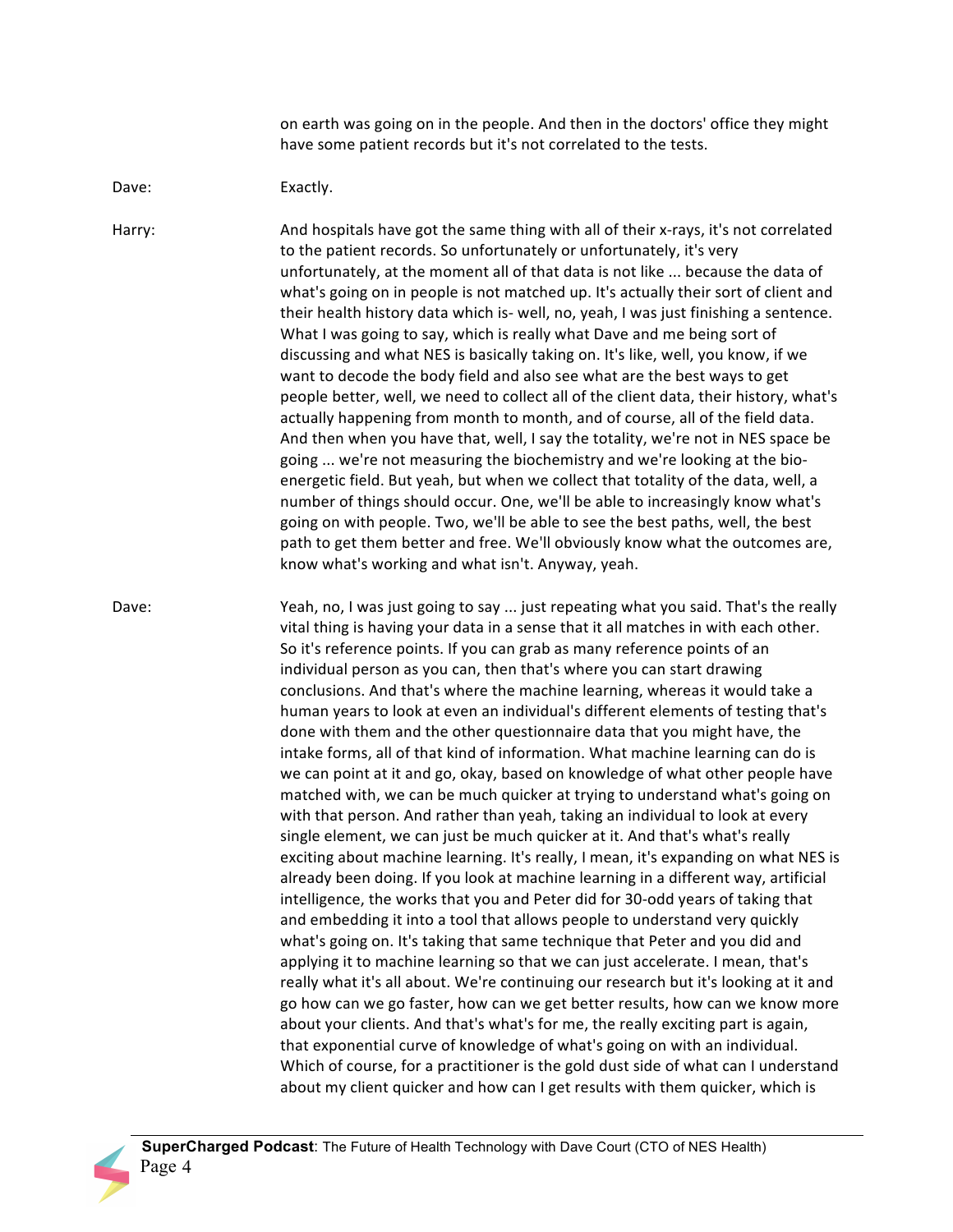on earth was going on in the people. And then in the doctors' office they might have some patient records but it's not correlated to the tests.

Dave: Exactly.

Harry: And hospitals have got the same thing with all of their x-rays, it's not correlated to the patient records. So unfortunately or unfortunately, it's very unfortunately, at the moment all of that data is not like ... because the data of what's going on in people is not matched up. It's actually their sort of client and their health history data which is- well, no, yeah, I was just finishing a sentence. What I was going to say, which is really what Dave and me being sort of discussing and what NES is basically taking on. It's like, well, you know, if we want to decode the body field and also see what are the best ways to get people better, well, we need to collect all of the client data, their history, what's actually happening from month to month, and of course, all of the field data. And then when you have that, well, I say the totality, we're not in NES space be going ... we're not measuring the biochemistry and we're looking at the bio-energetic field. But yeah, but when we collect that totality of the data, well, a number of things should occur. One, we'll be able to increasingly know what's going on with people. Two, we'll be able to see the best paths, well, the best path to get them better and free. We'll obviously know what the outcomes are, know what's working and what isn't. Anyway, yeah.

Dave: Yeah, no, I was just going to say ... just repeating what you said. That's the really vital thing is having your data in a sense that it all matches in with each other. So it's reference points. If you can grab as many reference points of an individual person as you can, then that's where you can start drawing conclusions. And that's where the machine learning, whereas it would take a human years to look at even an individual's different elements of testing that's done with them and the other questionnaire data that you might have, the intake forms, all of that kind of information. What machine learning can do is we can point at it and go, okay, based on knowledge of what other people have matched with, we can be much quicker at trying to understand what's going on with that person. And rather than yeah, taking an individual to look at every single element, we can just be much quicker at it. And that's what's really exciting about machine learning. It's really, I mean, it's expanding on what NES is already been doing. If you look at machine learning in a different way, artificial intelligence, the works that you and Peter did for 30-odd years of taking that and embedding it into a tool that allows people to understand very quickly what's going on. It's taking that same technique that Peter and you did and applying it to machine learning so that we can just accelerate. I mean, that's really what it's all about. We're continuing our research but it's looking at it and go how can we go faster, how can we get better results, how can we know more about your clients. And that's what's for me, the really exciting part is again, that exponential curve of knowledge of what's going on with an individual. Which of course, for a practitioner is the gold dust side of what can I understand about my client quicker and how can I get results with them quicker, which is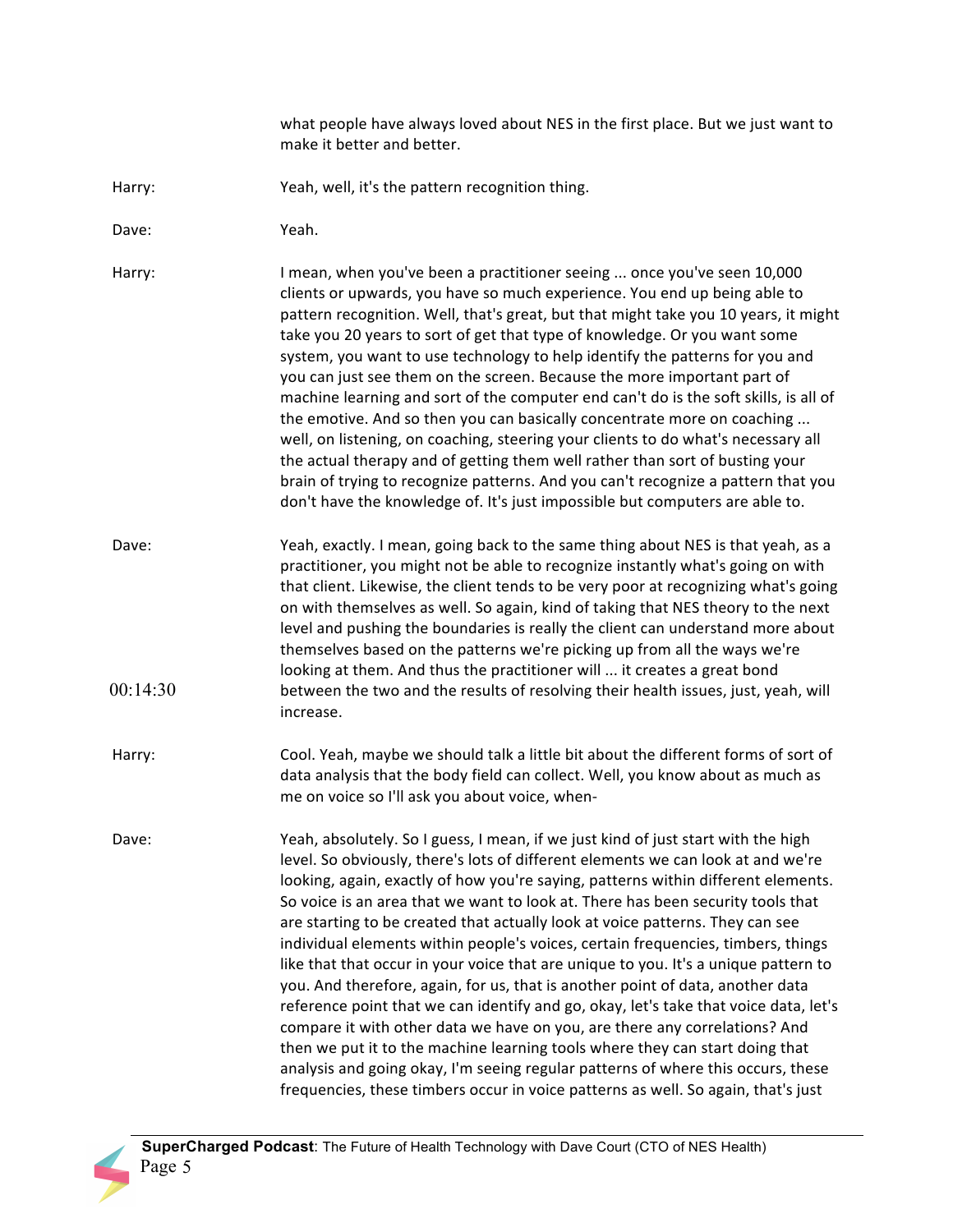what people have always loved about NES in the first place. But we just want to make it better and better.

Harry: Yeah, well, it's the pattern recognition thing.

Dave: Yeah.

Harry: I mean, when you've been a practitioner seeing ... once you've seen 10,000 clients or upwards, you have so much experience. You end up being able to pattern recognition. Well, that's great, but that might take you 10 years, it might take you 20 years to sort of get that type of knowledge. Or you want some system, you want to use technology to help identify the patterns for you and you can just see them on the screen. Because the more important part of machine learning and sort of the computer end can't do is the soft skills, is all of the emotive. And so then you can basically concentrate more on coaching ... well, on listening, on coaching, steering your clients to do what's necessary all the actual therapy and of getting them well rather than sort of busting your brain of trying to recognize patterns. And you can't recognize a pattern that you don't have the knowledge of. It's just impossible but computers are able to.

Dave: Yeah, exactly. I mean, going back to the same thing about NES is that yeah, as a practitioner, you might not be able to recognize instantly what's going on with that client. Likewise, the client tends to be very poor at recognizing what's going on with themselves as well. So again, kind of taking that NES theory to the next level and pushing the boundaries is really the client can understand more about themselves based on the patterns we're picking up from all the ways we're looking at them. And thus the practitioner will ... it creates a great bond between the two and the results of resolving their health issues, just, yeah, will increase.

00:14:30

Harry: Cool. Yeah, maybe we should talk a little bit about the different forms of sort of data analysis that the body field can collect. Well, you know about as much as me on voice so I'll ask you about voice, when-

Dave: Yeah, absolutely. So I guess, I mean, if we just kind of just start with the high level. So obviously, there's lots of different elements we can look at and we're looking, again, exactly of how you're saying, patterns within different elements. So voice is an area that we want to look at. There has been security tools that are starting to be created that actually look at voice patterns. They can see individual elements within people's voices, certain frequencies, timbers, things like that that occur in your voice that are unique to you. It's a unique pattern to you. And therefore, again, for us, that is another point of data, another data reference point that we can identify and go, okay, let's take that voice data, let's compare it with other data we have on you, are there any correlations? And then we put it to the machine learning tools where they can start doing that analysis and going okay, I'm seeing regular patterns of where this occurs, these frequencies, these timbers occur in voice patterns as well. So again, that's just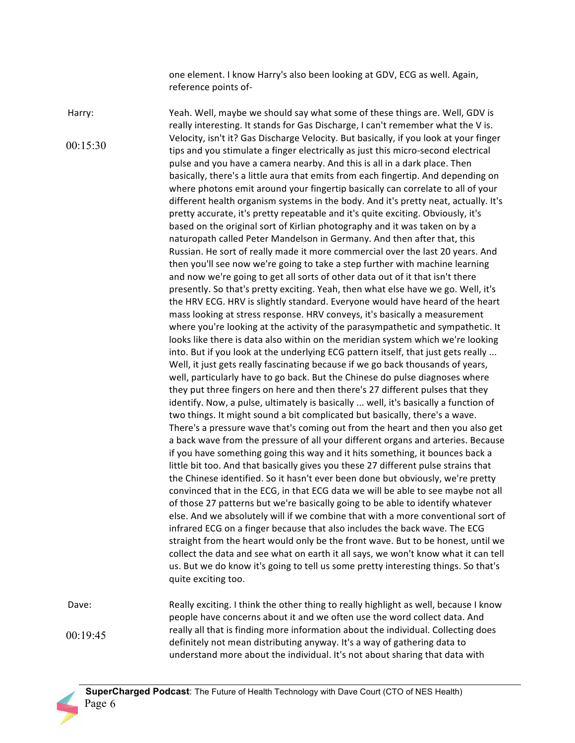one element. I know Harry's also been looking at GDV, ECG as well. Again, reference points of-

**Harry:** 00:15:30

Yeah. Well, maybe we should say what some of these things are. Well, GDV is really interesting. It stands for Gas Discharge, I can't remember what the V is. Velocity, isn't it? Gas Discharge Velocity. But basically, if you look at your finger tips and you stimulate a finger electrically as just this micro-second electrical pulse and you have a camera nearby. And this is all in a dark place. Then basically, there's a little aura that emits from each fingertip. And depending on where photons emit around your fingertip basically can correlate to all of your different health organism systems in the body. And it's pretty neat, actually. It's pretty accurate, it's pretty repeatable and it's quite exciting. Obviously, it's based on the original sort of Kirlian photography and it was taken on by a naturopath called Peter Mandelson in Germany. And then after that, this Russian. He sort of really made it more commercial over the last 20 years. And then you'll see now we're going to take a step further with machine learning and now we're going to get all sorts of other data out of it that isn't there presently. So that's pretty exciting. Yeah, then what else have we go. Well, it's the HRV ECG. HRV is slightly standard. Everyone would have heard of the heart mass looking at stress response. HRV conveys, it's basically a measurement where you're looking at the activity of the parasympathetic and sympathetic. It looks like there is data also within on the meridian system which we're looking into. But if you look at the underlying ECG pattern itself, that just gets really ... Well, it just gets really fascinating because if we go back thousands of years, well, particularly have to go back. But the Chinese do pulse diagnoses where they put three fingers on here and then there's 27 different pulses that they identify. Now, a pulse, ultimately is basically ... well, it's basically a function of two things. It might sound a bit complicated but basically, there's a wave. There's a pressure wave that's coming out from the heart and then you also get a back wave from the pressure of all your different organs and arteries. Because if you have something going this way and it hits something, it bounces back a little bit too. And that basically gives you these 27 different pulse strains that the Chinese identified. So it hasn't ever been done but obviously, we're pretty convinced that in the ECG, in that ECG data we will be able to see maybe not all of those 27 patterns but we're basically going to be able to identify whatever else. And we absolutely will if we combine that with a more conventional sort of infrared ECG on a finger because that also includes the back wave. The ECG straight from the heart would only be the front wave. But to be honest, until we collect the data and see what on earth it all says, we won't know what it can tell us. But we do know it's going to tell us some pretty interesting things. So that's quite exciting too.

**Dave:** 00:19:45

Really exciting. I think the other thing to really highlight as well, because I know people have concerns about it and we often use the word collect data. And really all that is finding more information about the individual. Collecting does definitely not mean distributing anyway. It's a way of gathering data to understand more about the individual. It's not about sharing that data with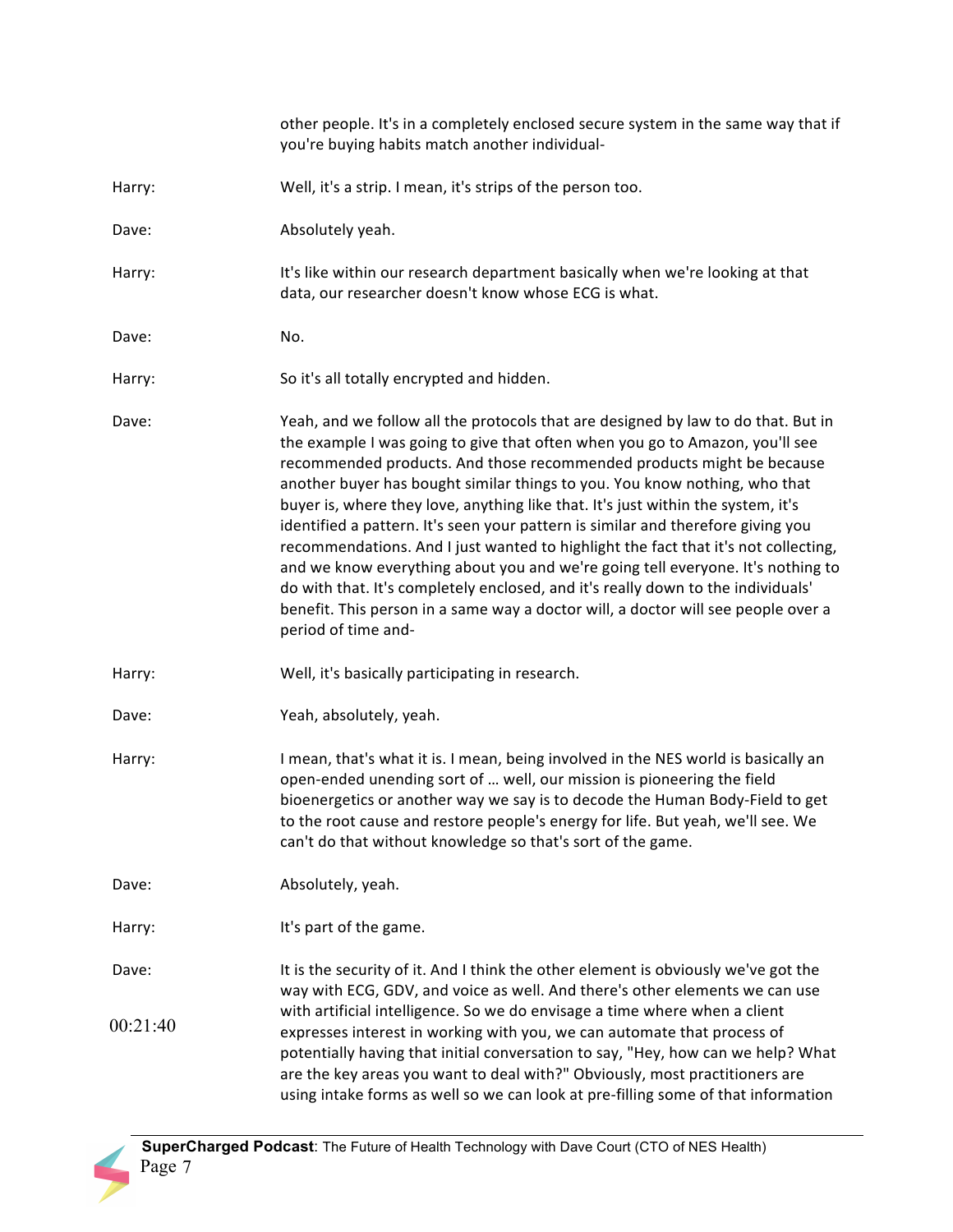other people. It's in a completely enclosed secure system in the same way that if you're buying habits match another individual-

**Harry:** Well, it's a strip. I mean, it's strips of the person too.

**Dave:** Absolutely yeah.

**Harry:** It's like within our research department basically when we're looking at that data, our researcher doesn't know whose ECG is what.

**Dave:** No.

**Harry:** So it's all totally encrypted and hidden.

**Dave:** Yeah, and we follow all the protocols that are designed by law to do that. But in the example I was going to give that often when you go to Amazon, you'll see recommended products. And those recommended products might be because another buyer has bought similar things to you. You know nothing, who that buyer is, where they love, anything like that. It's just within the system, it's identified a pattern. It's seen your pattern is similar and therefore giving you recommendations. And I just wanted to highlight the fact that it's not collecting, and we know everything about you and we're going tell everyone. It's nothing to do with that. It's completely enclosed, and it's really down to the individuals' benefit. This person in a same way a doctor will, a doctor will see people over a period of time and-

**Harry:** Well, it's basically participating in research.

**Dave:** Yeah, absolutely, yeah.

**Harry:** I mean, that's what it is. I mean, being involved in the NES world is basically an open-ended unending sort of … well, our mission is pioneering the field bioenergetics or another way we say is to decode the Human Body-Field to get to the root cause and restore people's energy for life. But yeah, we'll see. We can't do that without knowledge so that's sort of the game.

**Dave:** Absolutely, yeah.

**Harry:** It's part of the game.

**Dave:** It is the security of it. And I think the other element is obviously we've got the way with ECG, GDV, and voice as well. And there's other elements we can use with artificial intelligence. So we do envisage a time where when a client expresses interest in working with you, we can automate that process of potentially having that initial conversation to say, "Hey, how can we help? What are the key areas you want to deal with?" Obviously, most practitioners are using intake forms as well so we can look at pre-filling some of that information

00:21:40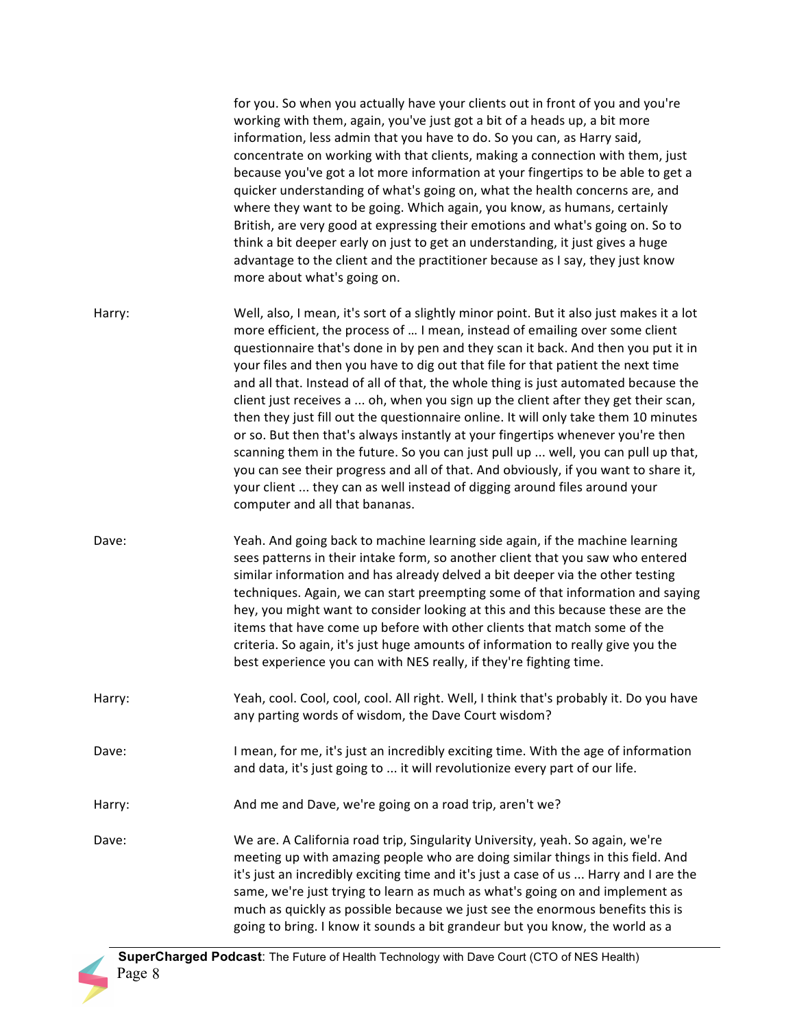for you. So when you actually have your clients out in front of you and you're working with them, again, you've just got a bit of a heads up, a bit more information, less admin that you have to do. So you can, as Harry said, concentrate on working with that clients, making a connection with them, just because you've got a lot more information at your fingertips to be able to get a quicker understanding of what's going on, what the health concerns are, and where they want to be going. Which again, you know, as humans, certainly British, are very good at expressing their emotions and what's going on. So to think a bit deeper early on just to get an understanding, it just gives a huge advantage to the client and the practitioner because as I say, they just know more about what's going on.

**Harry:** Well, also, I mean, it's sort of a slightly minor point. But it also just makes it a lot more efficient, the process of … I mean, instead of emailing over some client questionnaire that's done in by pen and they scan it back. And then you put it in your files and then you have to dig out that file for that patient the next time and all that. Instead of all of that, the whole thing is just automated because the client just receives a ... oh, when you sign up the client after they get their scan, then they just fill out the questionnaire online. It will only take them 10 minutes or so. But then that's always instantly at your fingertips whenever you're then scanning them in the future. So you can just pull up ... well, you can pull up that, you can see their progress and all of that. And obviously, if you want to share it, your client ... they can as well instead of digging around files around your computer and all that bananas.

**Dave:** Yeah. And going back to machine learning side again, if the machine learning sees patterns in their intake form, so another client that you saw who entered similar information and has already delved a bit deeper via the other testing techniques. Again, we can start preempting some of that information and saying hey, you might want to consider looking at this and this because these are the items that have come up before with other clients that match some of the criteria. So again, it's just huge amounts of information to really give you the best experience you can with NES really, if they're fighting time.

**Harry:** Yeah, cool. Cool, cool, cool. All right. Well, I think that's probably it. Do you have any parting words of wisdom, the Dave Court wisdom?

**Dave:** I mean, for me, it's just an incredibly exciting time. With the age of information and data, it's just going to ... it will revolutionize every part of our life.

**Harry:** And me and Dave, we're going on a road trip, aren't we?

**Dave:** We are. A California road trip, Singularity University, yeah. So again, we're meeting up with amazing people who are doing similar things in this field. And it's just an incredibly exciting time and it's just a case of us ... Harry and I are the same, we're just trying to learn as much as what's going on and implement as much as quickly as possible because we just see the enormous benefits this is going to bring. I know it sounds a bit grandeur but you know, the world as a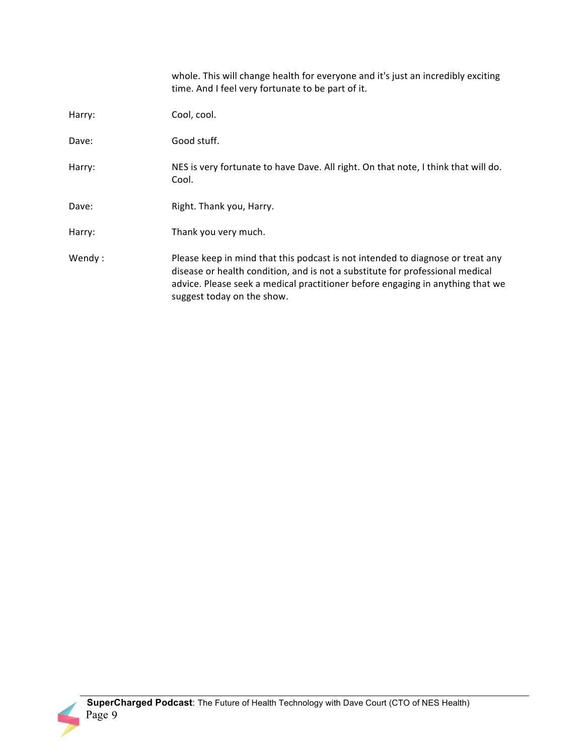whole. This will change health for everyone and it's just an incredibly exciting time. And I feel very fortunate to be part of it.

Harry: Cool, cool.

Dave: Good stuff.

Harry: NES is very fortunate to have Dave. All right. On that note, I think that will do. Cool.

Dave: Right. Thank you, Harry.

Harry: Thank you very much.

Wendy : Please keep in mind that this podcast is not intended to diagnose or treat any disease or health condition, and is not a substitute for professional medical advice. Please seek a medical practitioner before engaging in anything that we suggest today on the show.